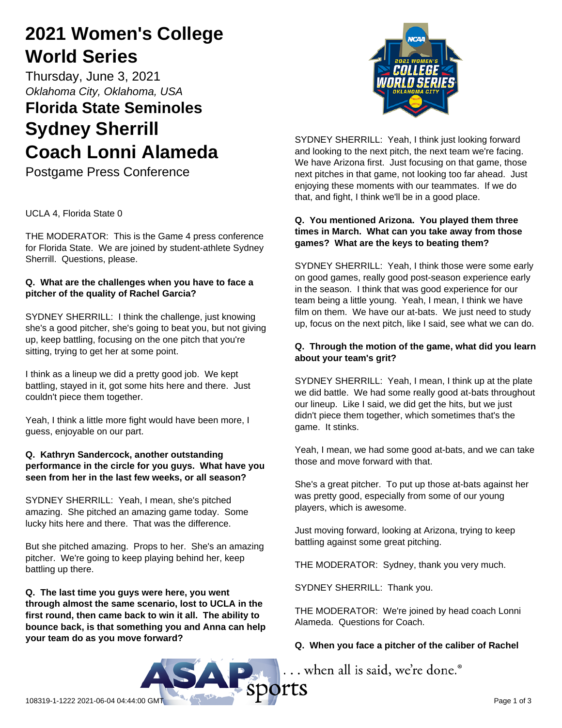# 2021 Women's College World Series

Thursday, June 3, 2021

*Oklahoma City, Oklahoma, USA*

## Florida State Seminoles

## Sydney Sherrill

## Coach Lonni Alameda

Postgame Press Conference

UCLA 4, Florida State 0

THE MODERATOR: This is the Game 4 press conference for Florida State. We are joined by student-athlete Sydney Sherrill. Questions, please.

**Q. What are the challenges when you have to face a pitcher of the quality of Rachel Garcia?**

SYDNEY SHERRILL: I think the challenge, just knowing she's a good pitcher, she's going to beat you, but not giving up, keep battling, focusing on the one pitch that you're sitting, trying to get her at some point.

I think as a lineup we did a pretty good job. We kept battling, stayed in it, got some hits here and there. Just couldn't piece them together.

Yeah, I think a little more fight would have been more, I guess, enjoyable on our part.

**Q. Kathryn Sandercock, another outstanding performance in the circle for you guys. What have you seen from her in the last few weeks, or all season?**

SYDNEY SHERRILL: Yeah, I mean, she's pitched amazing. She pitched an amazing game today. Some lucky hits here and there. That was the difference.

But she pitched amazing. Props to her. She's an amazing pitcher. We're going to keep playing behind her, keep battling up there.

**Q. The last time you guys were here, you went through almost the same scenario, lost to UCLA in the first round, then came back to win it all. The ability to bounce back, is that something you and Anna can help your team do as you move forward?**

SYDNEY SHERRILL: Yeah, I think just looking forward and looking to the next pitch, the next team we're facing. We have Arizona first. Just focusing on that game, those next pitches in that game, not looking too far ahead. Just enjoying these moments with our teammates. If we do that, and fight, I think we'll be in a good place.

**Q. You mentioned Arizona. You played them three times in March. What can you take away from those games? What are the keys to beating them?**

SYDNEY SHERRILL: Yeah, I think those were some early on good games, really good post-season experience early in the season. I think that was good experience for our team being a little young. Yeah, I mean, I think we have film on them. We have our at-bats. We just need to study up, focus on the next pitch, like I said, see what we can do.

**Q. Through the motion of the game, what did you learn about your team's grit?**

SYDNEY SHERRILL: Yeah, I mean, I think up at the plate we did battle. We had some really good at-bats throughout our lineup. Like I said, we did get the hits, but we just didn't piece them together, which sometimes that's the game. It stinks.

Yeah, I mean, we had some good at-bats, and we can take those and move forward with that.

She's a great pitcher. To put up those at-bats against her was pretty good, especially from some of our young players, which is awesome.

Just moving forward, looking at Arizona, trying to keep battling against some great pitching.

THE MODERATOR: Sydney, thank you very much.

SYDNEY SHERRILL: Thank you.

THE MODERATOR: We're joined by head coach Lonni Alameda. Questions for Coach.

**Q. When you face a pitcher of the caliber of Rachel**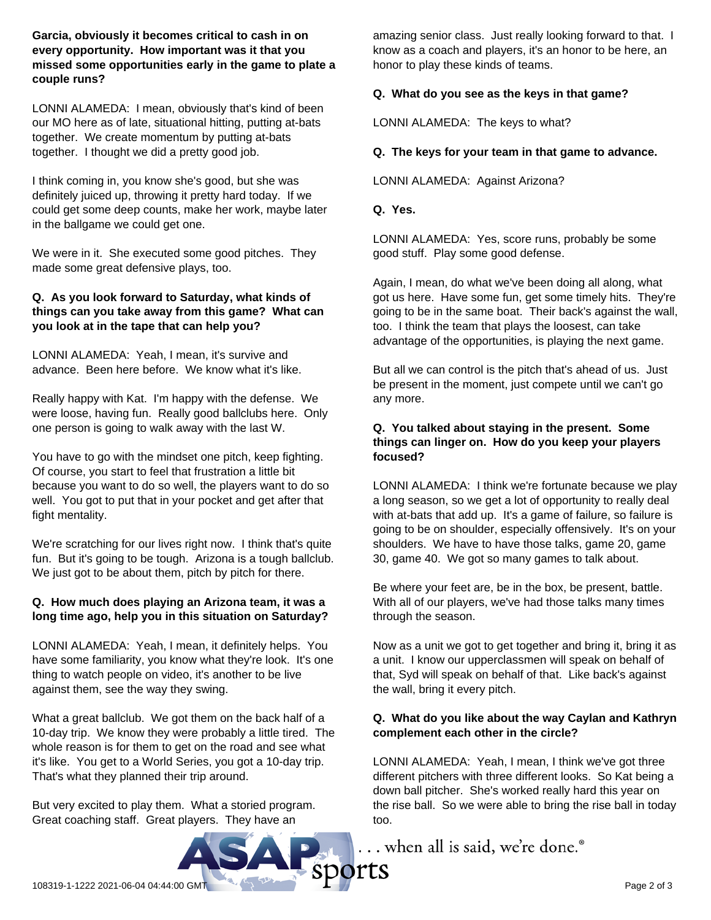**Garcia, obviously it becomes critical to cash in on every opportunity. How important was it that you missed some opportunities early in the game to plate a couple runs?**

LONNI ALAMEDA: I mean, obviously that's kind of been our MO here as of late, situational hitting, putting at-bats together. We create momentum by putting at-bats together. I thought we did a pretty good job.

I think coming in, you know she's good, but she was definitely juiced up, throwing it pretty hard today. If we could get some deep counts, make her work, maybe later in the ballgame we could get one.

We were in it. She executed some good pitches. They made some great defensive plays, too.

**Q. As you look forward to Saturday, what kinds of things can you take away from this game? What can you look at in the tape that can help you?**

LONNI ALAMEDA: Yeah, I mean, it's survive and advance. Been here before. We know what it's like.

Really happy with Kat. I'm happy with the defense. We were loose, having fun. Really good ballclubs here. Only one person is going to walk away with the last W.

You have to go with the mindset one pitch, keep fighting. Of course, you start to feel that frustration a little bit because you want to do so well, the players want to do so well. You got to put that in your pocket and get after that fight mentality.

We're scratching for our lives right now. I think that's quite fun. But it's going to be tough. Arizona is a tough ballclub. We just got to be about them, pitch by pitch for there.

**Q. How much does playing an Arizona team, it was a long time ago, help you in this situation on Saturday?**

LONNI ALAMEDA: Yeah, I mean, it definitely helps. You have some familiarity, you know what they're look. It's one thing to watch people on video, it's another to be live against them, see the way they swing.

What a great ballclub. We got them on the back half of a 10-day trip. We know they were probably a little tired. The whole reason is for them to get on the road and see what it's like. You get to a World Series, you got a 10-day trip. That's what they planned their trip around.

But very excited to play them. What a storied program. Great coaching staff. Great players. They have an amazing senior class. Just really looking forward to that. I know as a coach and players, it's an honor to be here, an honor to play these kinds of teams.

**Q. What do you see as the keys in that game?**

LONNI ALAMEDA: The keys to what?

**Q. The keys for your team in that game to advance.**

LONNI ALAMEDA: Against Arizona?

**Q. Yes.**

LONNI ALAMEDA: Yes, score runs, probably be some good stuff. Play some good defense.

Again, I mean, do what we've been doing all along, what got us here. Have some fun, get some timely hits. They're going to be in the same boat. Their back's against the wall, too. I think the team that plays the loosest, can take advantage of the opportunities, is playing the next game.

But all we can control is the pitch that's ahead of us. Just be present in the moment, just compete until we can't go any more.

**Q. You talked about staying in the present. Some things can linger on. How do you keep your players focused?**

LONNI ALAMEDA: I think we're fortunate because we play a long season, so we get a lot of opportunity to really deal with at-bats that add up. It's a game of failure, so failure is going to be on shoulder, especially offensively. It's on your shoulders. We have to have those talks, game 20, game 30, game 40. We got so many games to talk about.

Be where your feet are, be in the box, be present, battle. With all of our players, we've had those talks many times through the season.

Now as a unit we got to get together and bring it, bring it as a unit. I know our upperclassmen will speak on behalf of that, Syd will speak on behalf of that. Like back's against the wall, bring it every pitch.

**Q. What do you like about the way Caylan and Kathryn complement each other in the circle?**

LONNI ALAMEDA: Yeah, I mean, I think we've got three different pitchers with three different looks. So Kat being a down ball pitcher. She's worked really hard this year on the rise ball. So we were able to bring the rise ball in today too.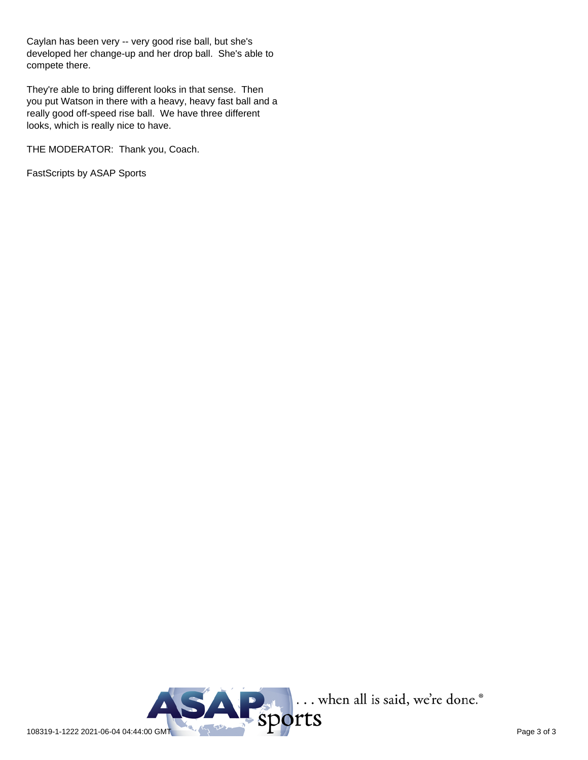Caylan has been very -- very good rise ball, but she's developed her change-up and her drop ball. She's able to compete there.

They're able to bring different looks in that sense. Then you put Watson in there with a heavy, heavy fast ball and a really good off-speed rise ball. We have three different looks, which is really nice to have.

THE MODERATOR: Thank you, Coach.

FastScripts by ASAP Sports